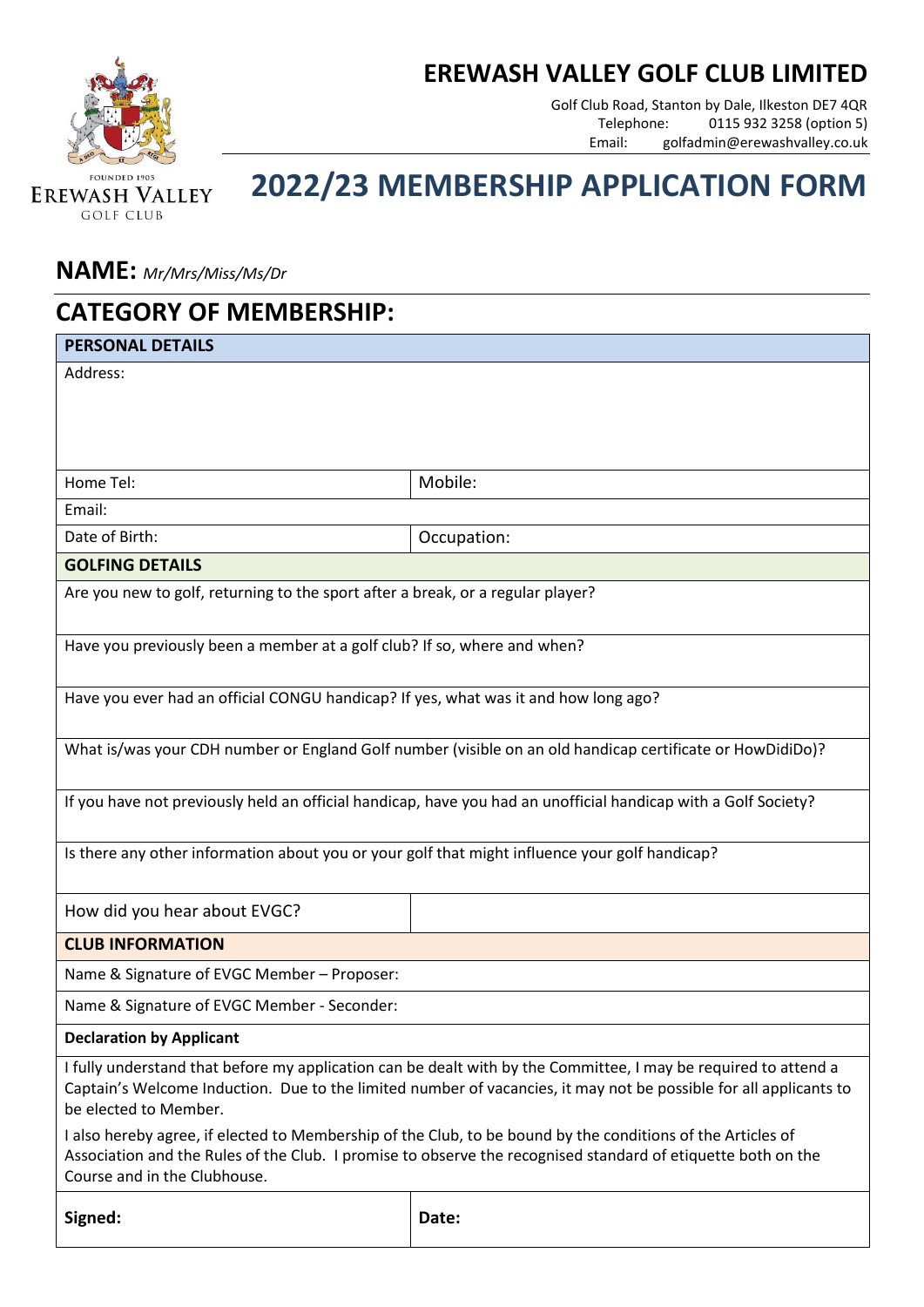FOUNDED 1905
EREWASH VALLEY
GOLF CLUB

# EREWASH VALLEY GOLF CLUB LIMITED

Golf Club Road, Stanton by Dale, Ilkeston DE7 4QR
Telephone: 0115 932 3258 (option 5)
Email: golfadmin@erewashvalley.co.uk

# 2022/23 MEMBERSHIP APPLICATION FORM

## NAME: *Mr/Mrs/Miss/Ms/Dr*

## CATEGORY OF MEMBERSHIP:

| **PERSONAL DETAILS** | |
|---|---|
| Address: | |
| Home Tel: | Mobile: |
| Email: | |
| Date of Birth: | Occupation: |
| **GOLFING DETAILS** | |
| Are you new to golf, returning to the sport after a break, or a regular player? | |
| Have you previously been a member at a golf club? If so, where and when? | |
| Have you ever had an official CONGU handicap? If yes, what was it and how long ago? | |
| What is/was your CDH number or England Golf number (visible on an old handicap certificate or HowDidiDo)? | |
| If you have not previously held an official handicap, have you had an unofficial handicap with a Golf Society? | |
| Is there any other information about you or your golf that might influence your golf handicap? | |
| How did you hear about EVGC? | |
| **CLUB INFORMATION** | |
| Name & Signature of EVGC Member – Proposer: | |
| Name & Signature of EVGC Member - Seconder: | |
| **Declaration by Applicant** | |
| I fully understand that before my application can be dealt with by the Committee, I may be required to attend a Captain's Welcome Induction. Due to the limited number of vacancies, it may not be possible for all applicants to be elected to Member.<br><br>I also hereby agree, if elected to Membership of the Club, to be bound by the conditions of the Articles of Association and the Rules of the Club. I promise to observe the recognised standard of etiquette both on the Course and in the Clubhouse. | |
| **Signed:** | **Date:** |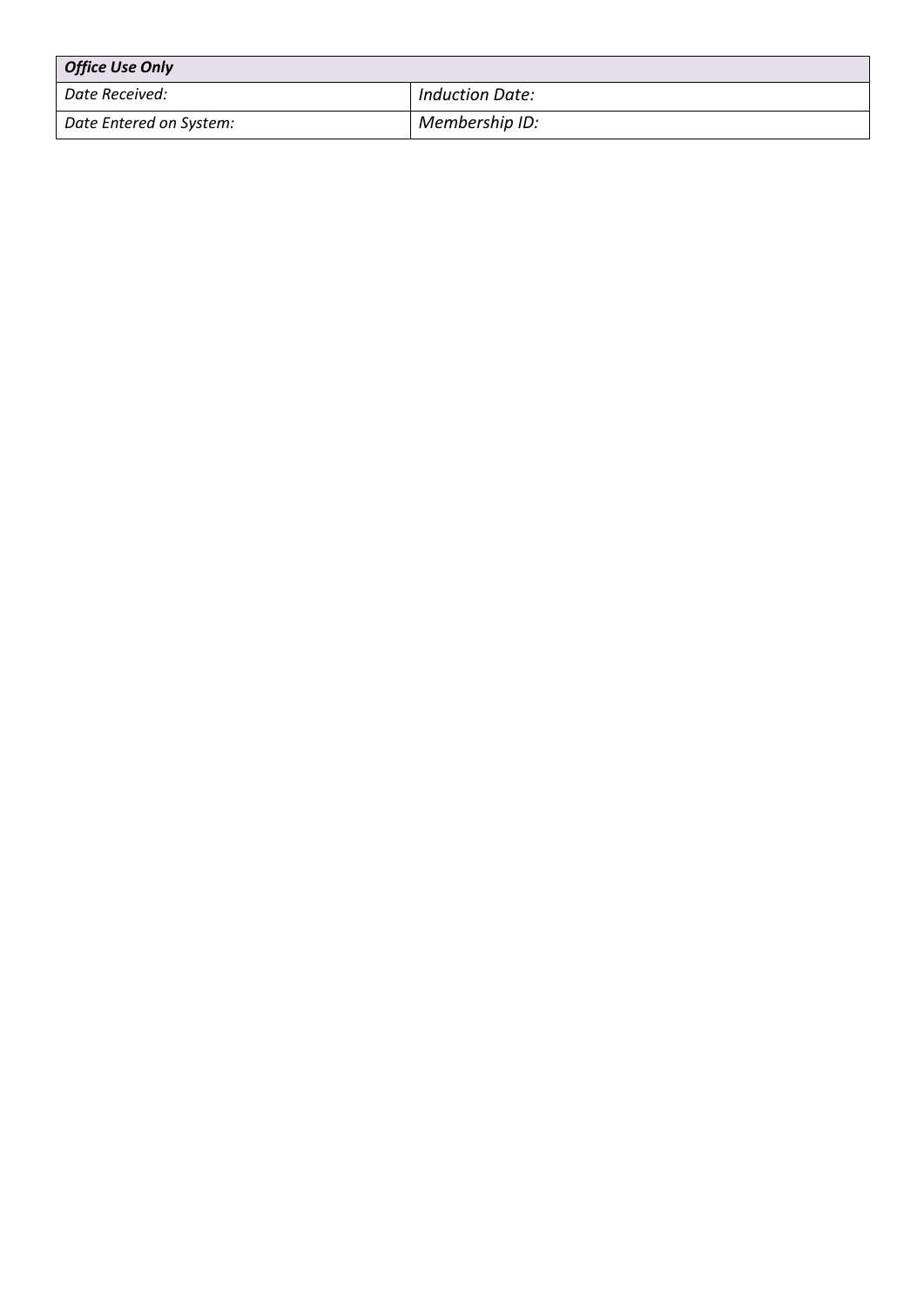| ***Office Use Only*** | |
| --- | --- |
| *Date Received:* | *Induction Date:* |
| *Date Entered on System:* | *Membership ID:* |